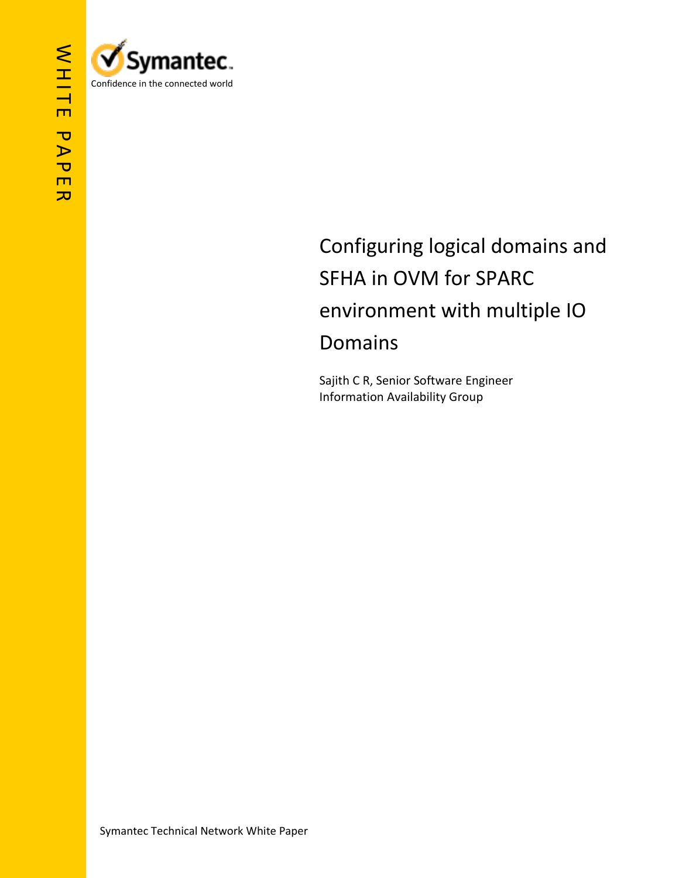WHITE PAPER

Symantec

Confidence in the connected world

# Configuring logical domains and SFHA in OVM for SPARC environment with multiple IO Domains

Sajith C R, Senior Software Engineer
Information Availability Group

Symantec Technical Network White Paper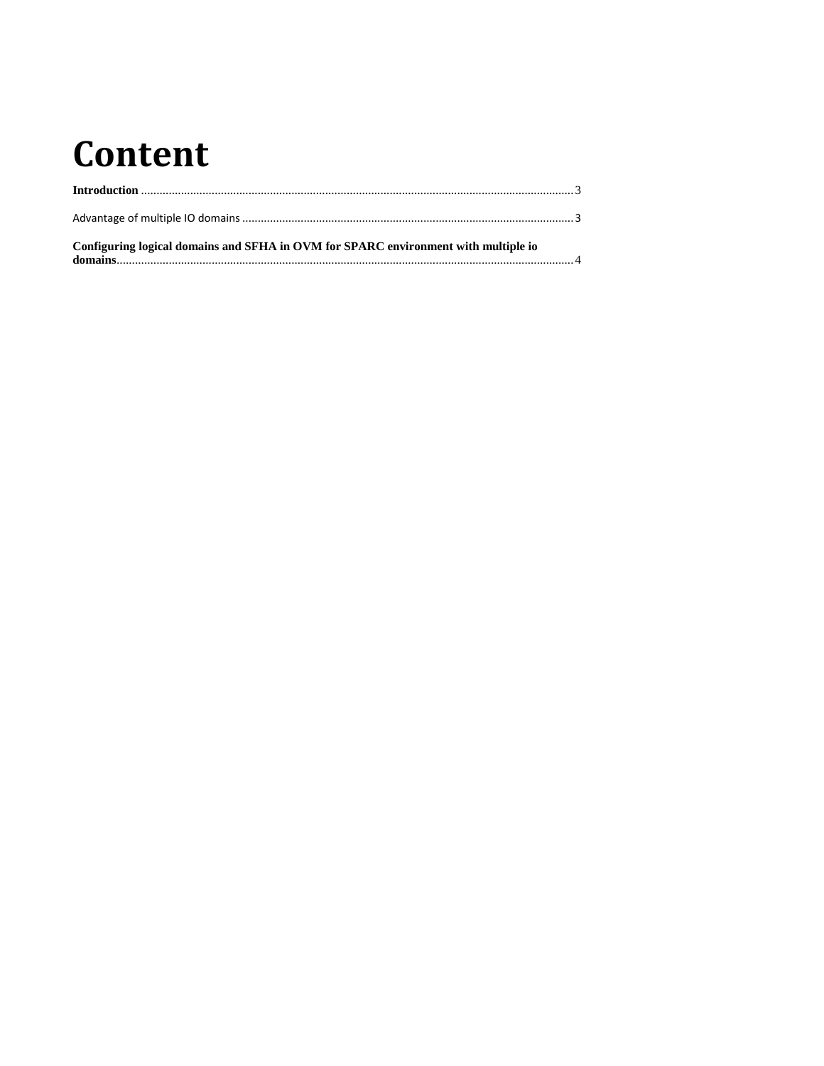# Content

**Introduction** ............................................................................................................................................ 3

Advantage of multiple IO domains ............................................................................................................ 3

**Configuring logical domains and SFHA in OVM for SPARC environment with multiple io domains**..................................................................................................................................... 4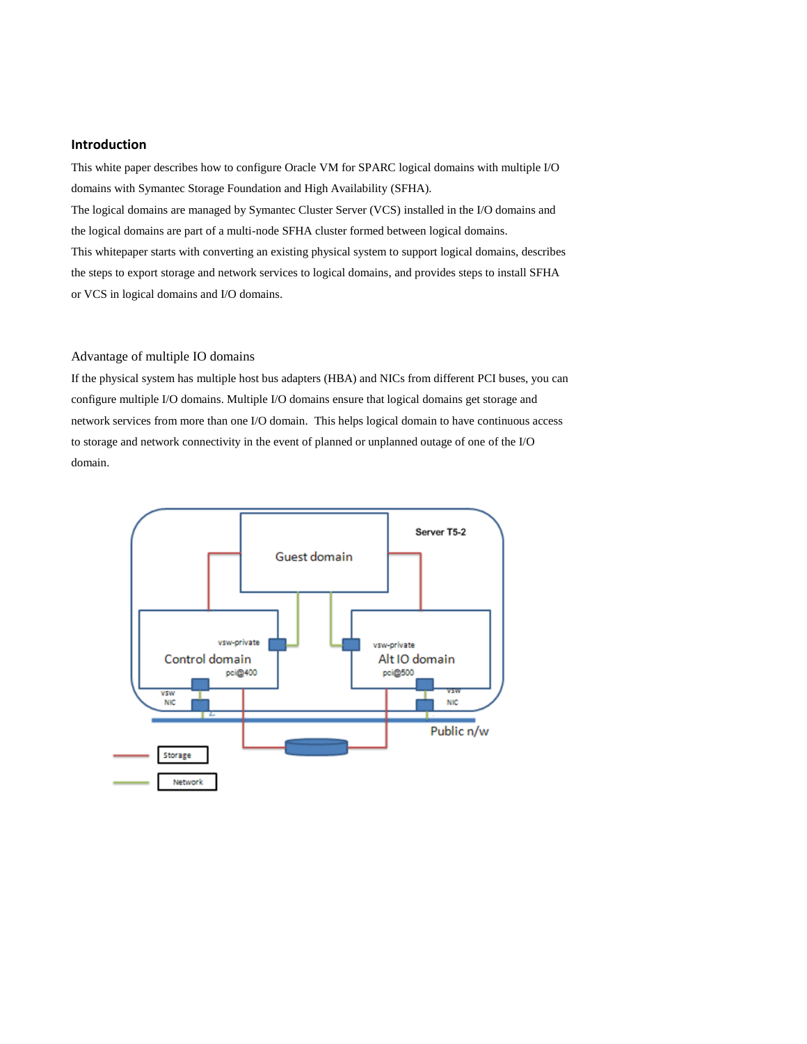## Introduction

This white paper describes how to configure Oracle VM for SPARC logical domains with multiple I/O domains with Symantec Storage Foundation and High Availability (SFHA).

The logical domains are managed by Symantec Cluster Server (VCS) installed in the I/O domains and the logical domains are part of a multi-node SFHA cluster formed between logical domains.

This whitepaper starts with converting an existing physical system to support logical domains, describes the steps to export storage and network services to logical domains, and provides steps to install SFHA or VCS in logical domains and I/O domains.

### Advantage of multiple IO domains

If the physical system has multiple host bus adapters (HBA) and NICs from different PCI buses, you can configure multiple I/O domains. Multiple I/O domains ensure that logical domains get storage and network services from more than one I/O domain.  This helps logical domain to have continuous access to storage and network connectivity in the event of planned or unplanned outage of one of the I/O domain.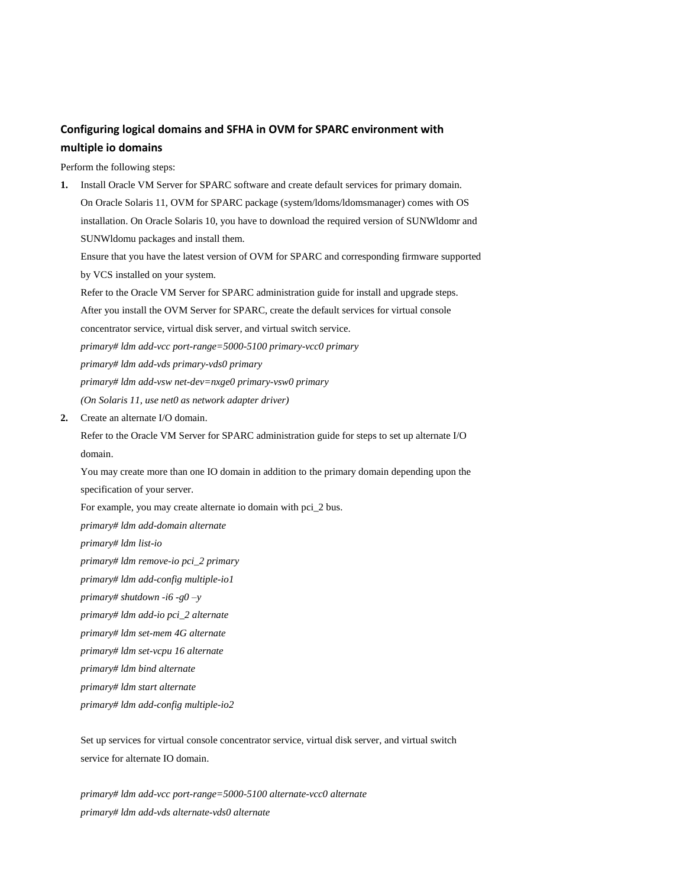### Configuring logical domains and SFHA in OVM for SPARC environment with multiple io domains

Perform the following steps:

1. Install Oracle VM Server for SPARC software and create default services for primary domain.

   On Oracle Solaris 11, OVM for SPARC package (system/ldoms/ldomsmanager) comes with OS installation. On Oracle Solaris 10, you have to download the required version of SUNWldomr and SUNWldomu packages and install them.

   Ensure that you have the latest version of OVM for SPARC and corresponding firmware supported by VCS installed on your system.

   Refer to the Oracle VM Server for SPARC administration guide for install and upgrade steps.

   After you install the OVM Server for SPARC, create the default services for virtual console concentrator service, virtual disk server, and virtual switch service.

   *primary# ldm add-vcc port-range=5000-5100 primary-vcc0 primary*

   *primary# ldm add-vds primary-vds0 primary*

   *primary# ldm add-vsw net-dev=nxge0 primary-vsw0 primary*

   *(On Solaris 11, use net0 as network adapter driver)*

2. Create an alternate I/O domain.

   Refer to the Oracle VM Server for SPARC administration guide for steps to set up alternate I/O domain.

   You may create more than one IO domain in addition to the primary domain depending upon the specification of your server.

   For example, you may create alternate io domain with pci_2 bus.

   *primary# ldm add-domain alternate*

   *primary# ldm list-io*

   *primary# ldm remove-io pci_2 primary*

   *primary# ldm add-config multiple-io1*

   *primary# shutdown -i6 -g0 –y*

   *primary# ldm add-io pci_2 alternate*

   *primary# ldm set-mem 4G alternate*

   *primary# ldm set-vcpu 16 alternate*

   *primary# ldm bind alternate*

   *primary# ldm start alternate*

   *primary# ldm add-config multiple-io2*

   Set up services for virtual console concentrator service, virtual disk server, and virtual switch service for alternate IO domain.

   *primary# ldm add-vcc port-range=5000-5100 alternate-vcc0 alternate*

   *primary# ldm add-vds alternate-vds0 alternate*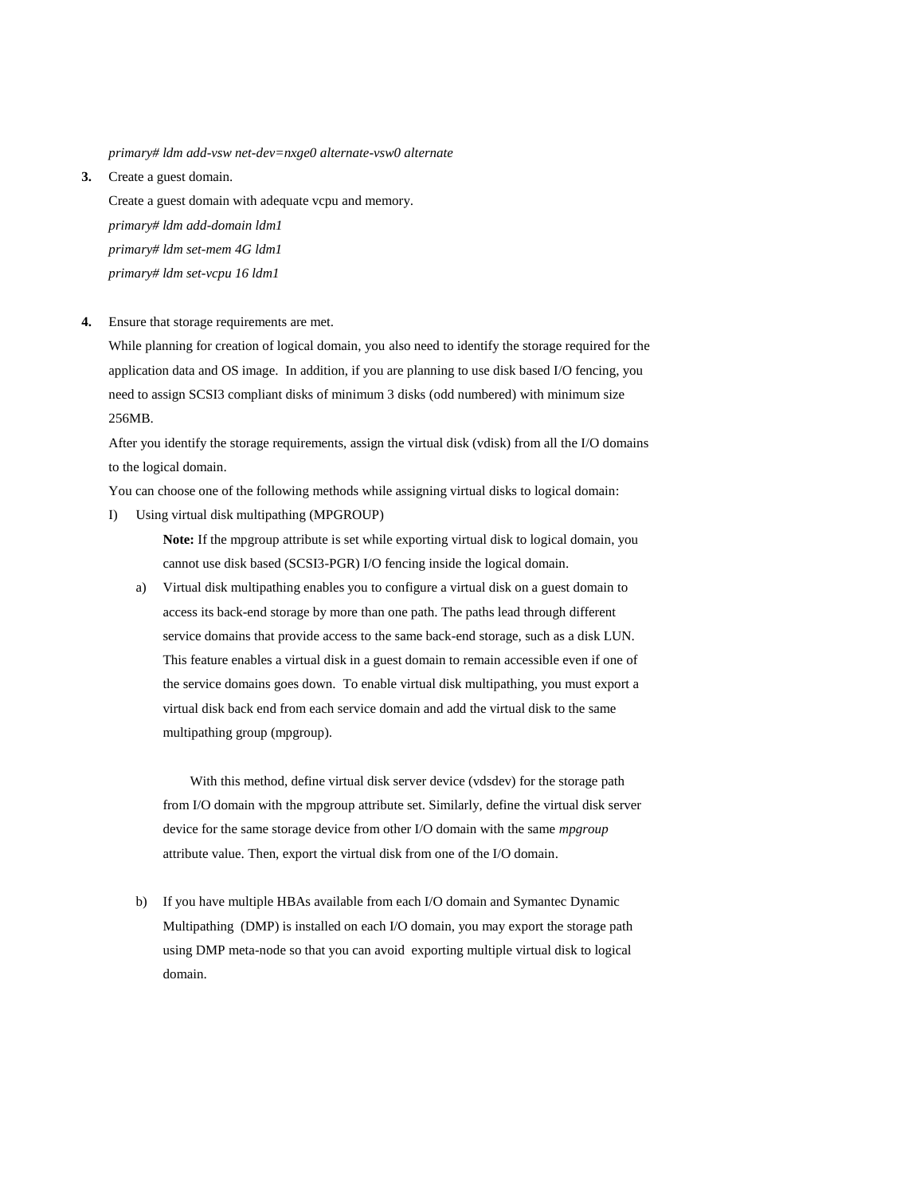*primary# ldm add-vsw net-dev=nxge0 alternate-vsw0 alternate*

**3.** Create a guest domain.

Create a guest domain with adequate vcpu and memory.

*primary# ldm add-domain ldm1*

*primary# ldm set-mem 4G ldm1*

*primary# ldm set-vcpu 16 ldm1*

**4.** Ensure that storage requirements are met.

While planning for creation of logical domain, you also need to identify the storage required for the application data and OS image. In addition, if you are planning to use disk based I/O fencing, you need to assign SCSI3 compliant disks of minimum 3 disks (odd numbered) with minimum size 256MB.

After you identify the storage requirements, assign the virtual disk (vdisk) from all the I/O domains to the logical domain.

You can choose one of the following methods while assigning virtual disks to logical domain:

I) Using virtual disk multipathing (MPGROUP)

**Note:** If the mpgroup attribute is set while exporting virtual disk to logical domain, you cannot use disk based (SCSI3-PGR) I/O fencing inside the logical domain.

a) Virtual disk multipathing enables you to configure a virtual disk on a guest domain to access its back-end storage by more than one path. The paths lead through different service domains that provide access to the same back-end storage, such as a disk LUN. This feature enables a virtual disk in a guest domain to remain accessible even if one of the service domains goes down. To enable virtual disk multipathing, you must export a virtual disk back end from each service domain and add the virtual disk to the same multipathing group (mpgroup).

With this method, define virtual disk server device (vdsdev) for the storage path from I/O domain with the mpgroup attribute set. Similarly, define the virtual disk server device for the same storage device from other I/O domain with the same *mpgroup* attribute value. Then, export the virtual disk from one of the I/O domain.

b) If you have multiple HBAs available from each I/O domain and Symantec Dynamic Multipathing (DMP) is installed on each I/O domain, you may export the storage path using DMP meta-node so that you can avoid exporting multiple virtual disk to logical domain.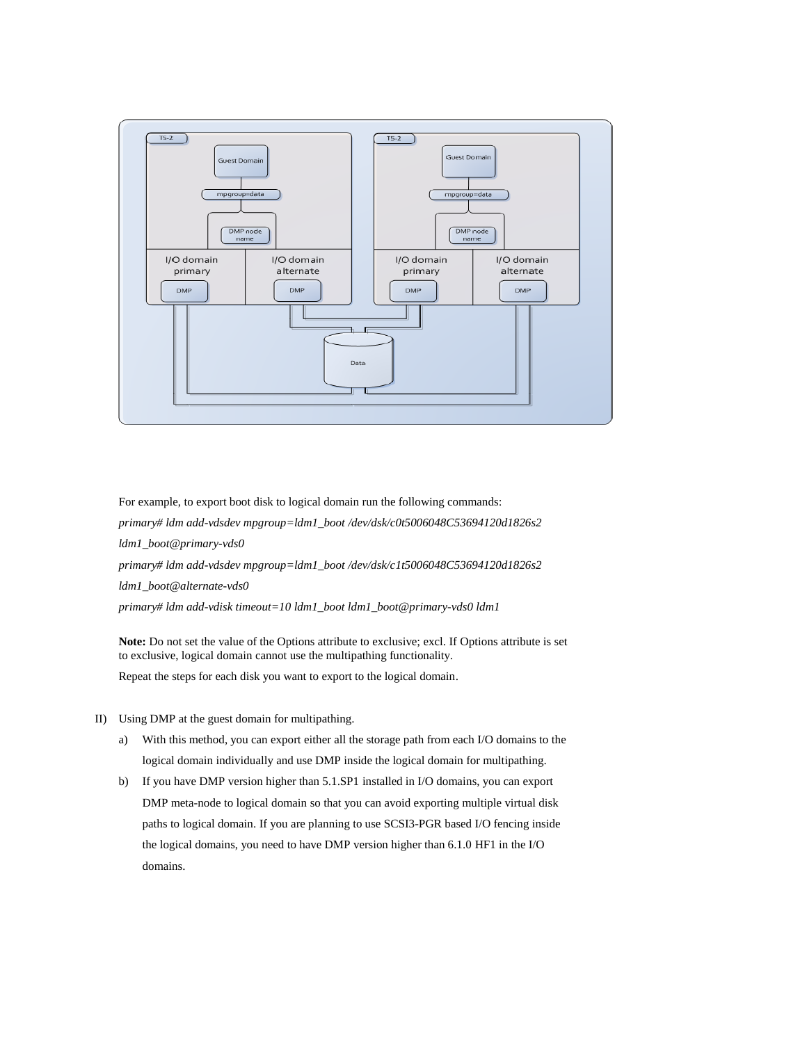For example, to export boot disk to logical domain run the following commands:

*primary# ldm add-vdsdev mpgroup=ldm1_boot /dev/dsk/c0t5006048C53694120d1826s2 ldm1_boot@primary-vds0*

*primary# ldm add-vdsdev mpgroup=ldm1_boot /dev/dsk/c1t5006048C53694120d1826s2 ldm1_boot@alternate-vds0*

*primary# ldm add-vdisk timeout=10 ldm1_boot ldm1_boot@primary-vds0 ldm1*

**Note:** Do not set the value of the Options attribute to exclusive; excl. If Options attribute is set to exclusive, logical domain cannot use the multipathing functionality.

Repeat the steps for each disk you want to export to the logical domain.

II) Using DMP at the guest domain for multipathing.

a) With this method, you can export either all the storage path from each I/O domains to the logical domain individually and use DMP inside the logical domain for multipathing.

b) If you have DMP version higher than 5.1.SP1 installed in I/O domains, you can export DMP meta-node to logical domain so that you can avoid exporting multiple virtual disk paths to logical domain. If you are planning to use SCSI3-PGR based I/O fencing inside the logical domains, you need to have DMP version higher than 6.1.0 HF1 in the I/O domains.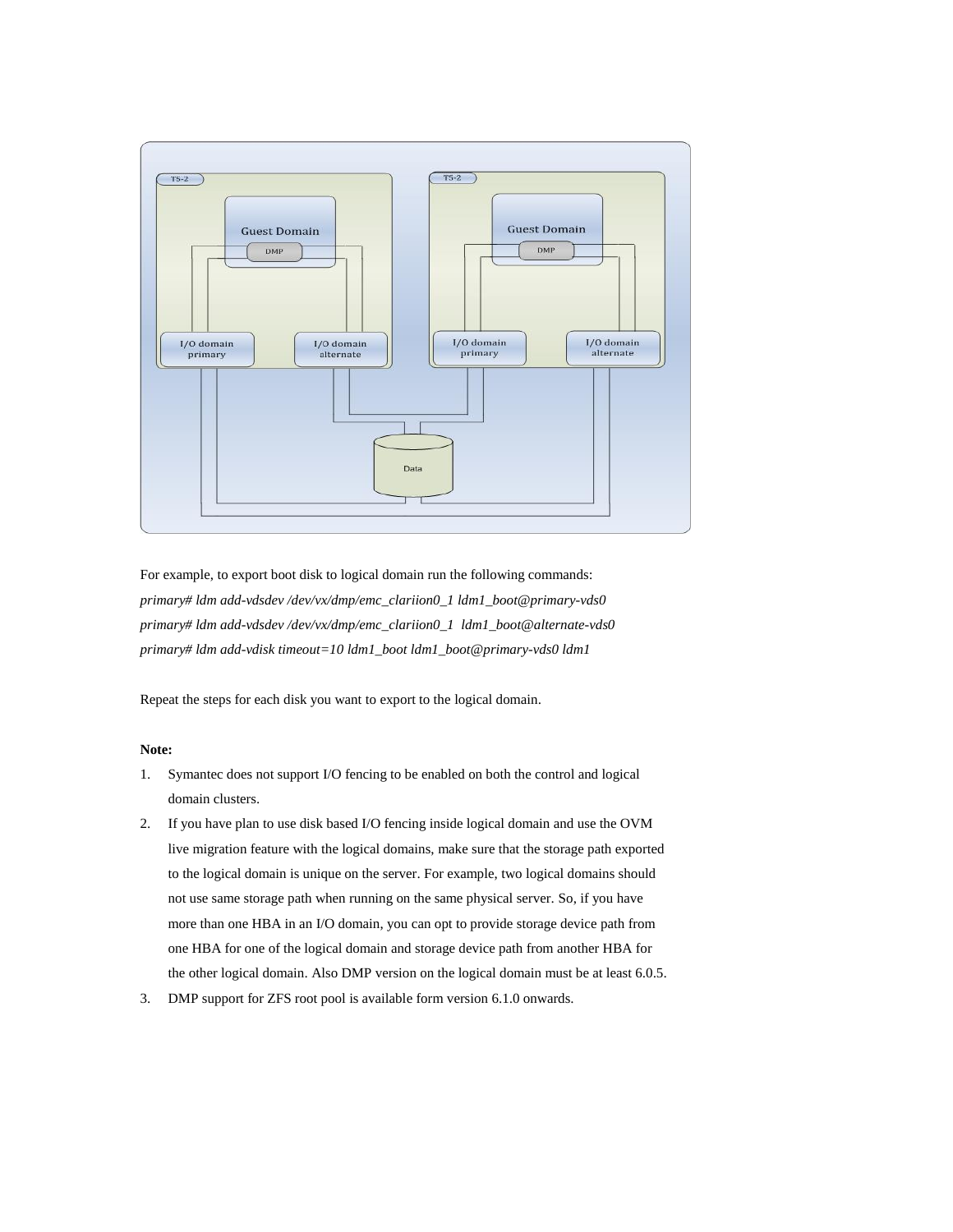For example, to export boot disk to logical domain run the following commands:

*primary# ldm add-vdsdev /dev/vx/dmp/emc_clariion0_1 ldm1_boot@primary-vds0*

*primary# ldm add-vdsdev /dev/vx/dmp/emc_clariion0_1  ldm1_boot@alternate-vds0*

*primary# ldm add-vdisk timeout=10 ldm1_boot ldm1_boot@primary-vds0 ldm1*

Repeat the steps for each disk you want to export to the logical domain.

**Note:**

1. Symantec does not support I/O fencing to be enabled on both the control and logical domain clusters.
2. If you have plan to use disk based I/O fencing inside logical domain and use the OVM live migration feature with the logical domains, make sure that the storage path exported to the logical domain is unique on the server. For example, two logical domains should not use same storage path when running on the same physical server. So, if you have more than one HBA in an I/O domain, you can opt to provide storage device path from one HBA for one of the logical domain and storage device path from another HBA for the other logical domain. Also DMP version on the logical domain must be at least 6.0.5.
3. DMP support for ZFS root pool is available form version 6.1.0 onwards.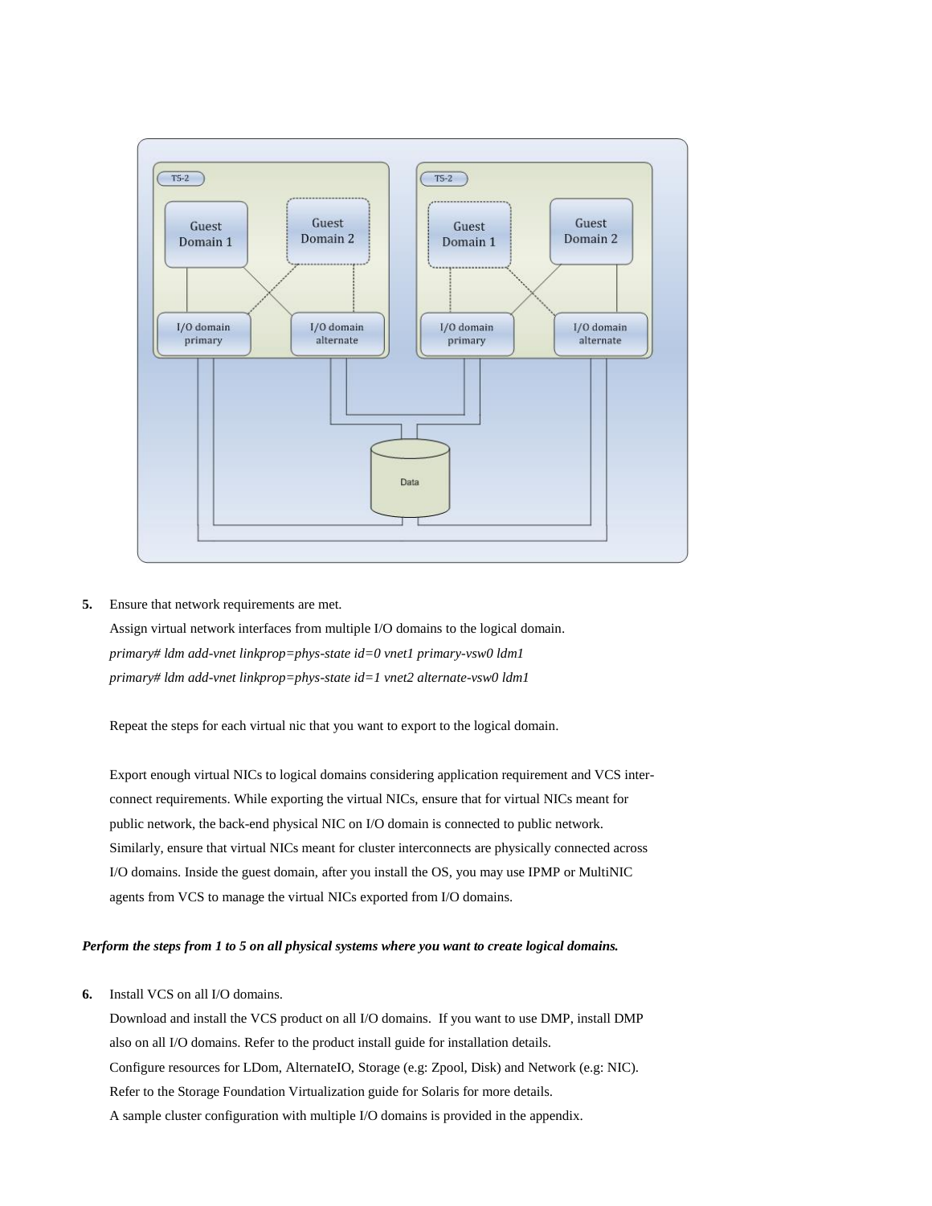**5.** Ensure that network requirements are met.

Assign virtual network interfaces from multiple I/O domains to the logical domain.

*primary# ldm add-vnet linkprop=phys-state id=0 vnet1 primary-vsw0 ldm1*

*primary# ldm add-vnet linkprop=phys-state id=1 vnet2 alternate-vsw0 ldm1*

Repeat the steps for each virtual nic that you want to export to the logical domain.

Export enough virtual NICs to logical domains considering application requirement and VCS inter-connect requirements. While exporting the virtual NICs, ensure that for virtual NICs meant for public network, the back-end physical NIC on I/O domain is connected to public network. Similarly, ensure that virtual NICs meant for cluster interconnects are physically connected across I/O domains. Inside the guest domain, after you install the OS, you may use IPMP or MultiNIC agents from VCS to manage the virtual NICs exported from I/O domains.

***Perform the steps from 1 to 5 on all physical systems where you want to create logical domains.***

**6.** Install VCS on all I/O domains.

Download and install the VCS product on all I/O domains. If you want to use DMP, install DMP also on all I/O domains. Refer to the product install guide for installation details.

Configure resources for LDom, AlternateIO, Storage (e.g: Zpool, Disk) and Network (e.g: NIC).

Refer to the Storage Foundation Virtualization guide for Solaris for more details.

A sample cluster configuration with multiple I/O domains is provided in the appendix.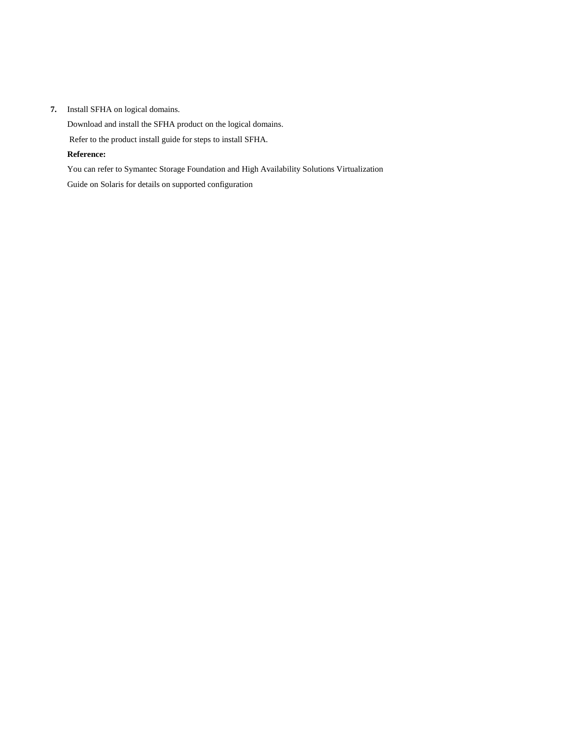**7.** Install SFHA on logical domains.

Download and install the SFHA product on the logical domains.

Refer to the product install guide for steps to install SFHA.

**Reference:**

You can refer to Symantec Storage Foundation and High Availability Solutions Virtualization Guide on Solaris for details on supported configuration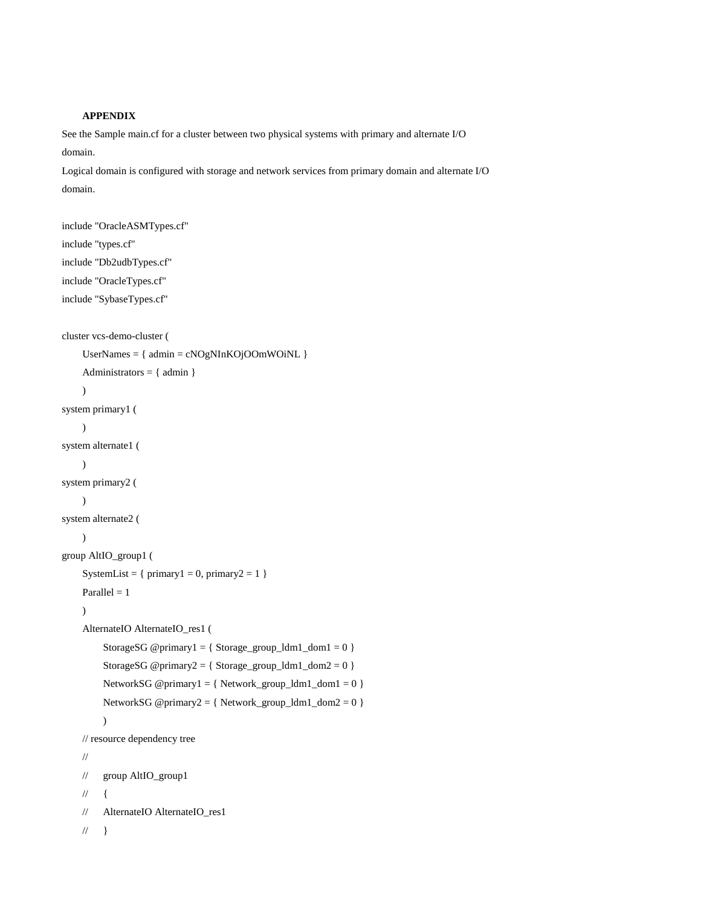**APPENDIX**

See the Sample main.cf for a cluster between two physical systems with primary and alternate I/O domain.

Logical domain is configured with storage and network services from primary domain and alternate I/O domain.

```
include "OracleASMTypes.cf"
include "types.cf"
include "Db2udbTypes.cf"
include "OracleTypes.cf"
include "SybaseTypes.cf"

cluster vcs-demo-cluster (
    UserNames = { admin = cNOgNInKOjOOmWOiNL }
    Administrators = { admin }
    )
system primary1 (
    )
system alternate1 (
    )
system primary2 (
    )
system alternate2 (
    )
group AltIO_group1 (
    SystemList = { primary1 = 0, primary2 = 1 }
    Parallel = 1
    )
    AlternateIO AlternateIO_res1 (
        StorageSG @primary1 = { Storage_group_ldm1_dom1 = 0 }
        StorageSG @primary2 = { Storage_group_ldm1_dom2 = 0 }
        NetworkSG @primary1 = { Network_group_ldm1_dom1 = 0 }
        NetworkSG @primary2 = { Network_group_ldm1_dom2 = 0 }
        )
    // resource dependency tree
    //
    //    group AltIO_group1
    //    {
    //    AlternateIO AlternateIO_res1
    //    }
```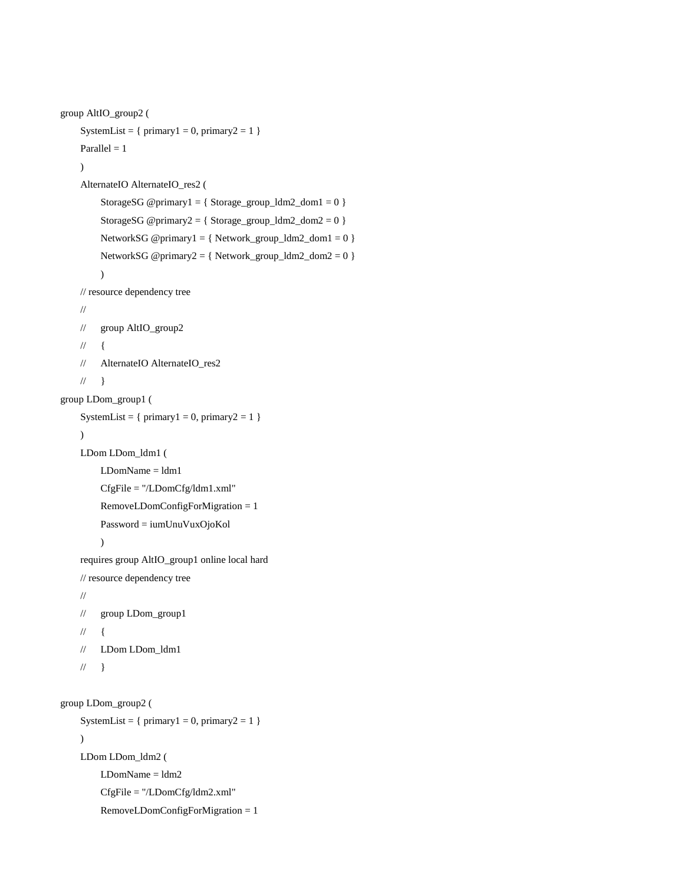```
group AltIO_group2 (
    SystemList = { primary1 = 0, primary2 = 1 }
    Parallel = 1
    )
    AlternateIO AlternateIO_res2 (
        StorageSG @primary1 = { Storage_group_ldm2_dom1 = 0 }
        StorageSG @primary2 = { Storage_group_ldm2_dom2 = 0 }
        NetworkSG @primary1 = { Network_group_ldm2_dom1 = 0 }
        NetworkSG @primary2 = { Network_group_ldm2_dom2 = 0 }
        )
    // resource dependency tree
    //
    //    group AltIO_group2
    //    {
    //    AlternateIO AlternateIO_res2
    //    }
group LDom_group1 (
    SystemList = { primary1 = 0, primary2 = 1 }
    )
    LDom LDom_ldm1 (
        LDomName = ldm1
        CfgFile = "/LDomCfg/ldm1.xml"
        RemoveLDomConfigForMigration = 1
        Password = iumUnuVuxOjoKol
        )
    requires group AltIO_group1 online local hard
    // resource dependency tree
    //
    //    group LDom_group1
    //    {
    //    LDom LDom_ldm1
    //    }

group LDom_group2 (
    SystemList = { primary1 = 0, primary2 = 1 }
    )
    LDom LDom_ldm2 (
        LDomName = ldm2
        CfgFile = "/LDomCfg/ldm2.xml"
        RemoveLDomConfigForMigration = 1
```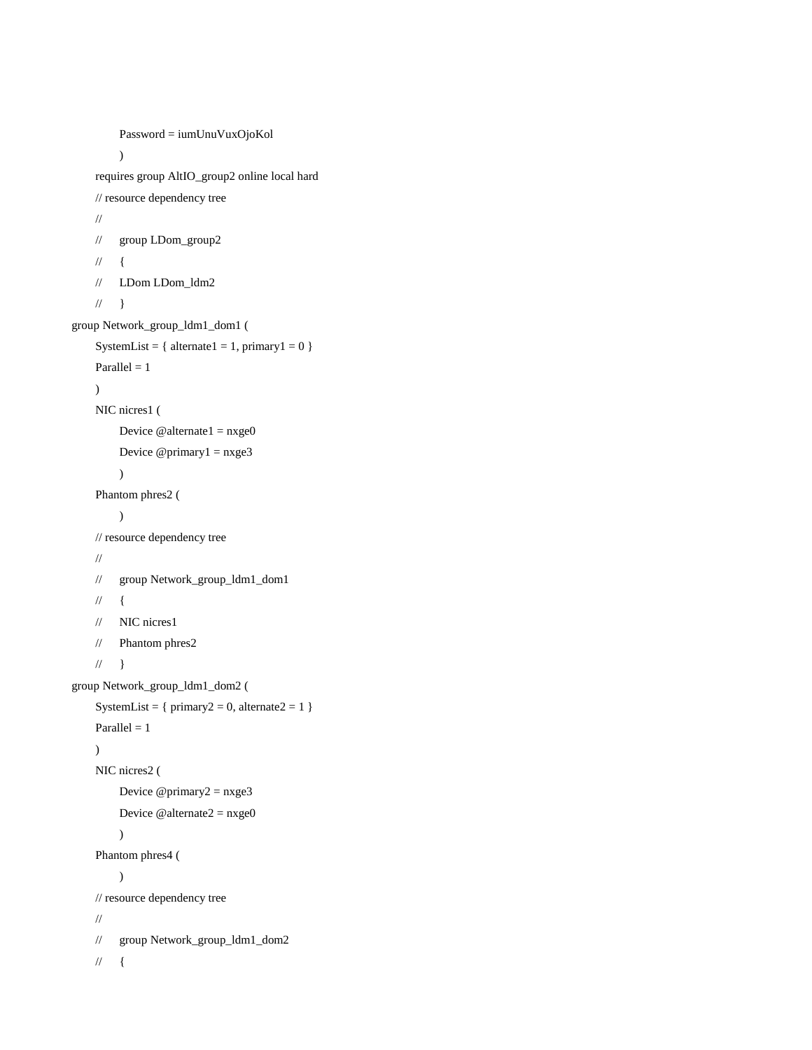```
            Password = iumUnuVuxOjoKol
            )
        requires group AltIO_group2 online local hard
        // resource dependency tree
        //
        //      group LDom_group2
        //      {
        //      LDom LDom_ldm2
        //      }
group Network_group_ldm1_dom1 (
        SystemList = { alternate1 = 1, primary1 = 0 }
        Parallel = 1
        )
        NIC nicres1 (
            Device @alternate1 = nxge0
            Device @primary1 = nxge3
            )
        Phantom phres2 (
            )
        // resource dependency tree
        //
        //      group Network_group_ldm1_dom1
        //      {
        //      NIC nicres1
        //      Phantom phres2
        //      }
group Network_group_ldm1_dom2 (
        SystemList = { primary2 = 0, alternate2 = 1 }
        Parallel = 1
        )
        NIC nicres2 (
            Device @primary2 = nxge3
            Device @alternate2 = nxge0
            )
        Phantom phres4 (
            )
        // resource dependency tree
        //
        //      group Network_group_ldm1_dom2
        //      {
```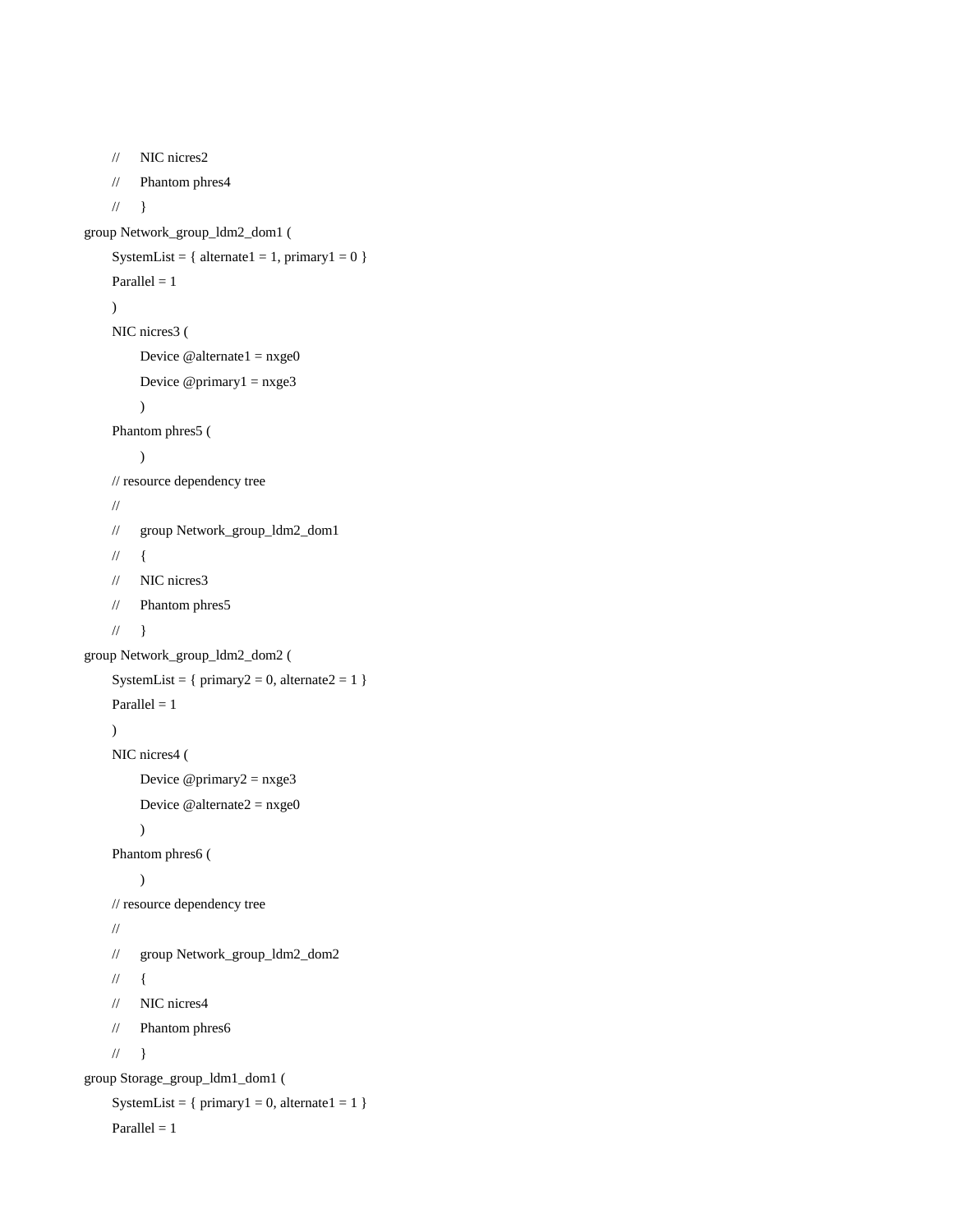```
        //      NIC nicres2
        //      Phantom phres4
        //      }
group Network_group_ldm2_dom1 (
        SystemList = { alternate1 = 1, primary1 = 0 }
        Parallel = 1
        )
        NIC nicres3 (
                Device @alternate1 = nxge0
                Device @primary1 = nxge3
                )
        Phantom phres5 (
                )
        // resource dependency tree
        //
        //      group Network_group_ldm2_dom1
        //      {
        //      NIC nicres3
        //      Phantom phres5
        //      }
group Network_group_ldm2_dom2 (
        SystemList = { primary2 = 0, alternate2 = 1 }
        Parallel = 1
        )
        NIC nicres4 (
                Device @primary2 = nxge3
                Device @alternate2 = nxge0
                )
        Phantom phres6 (
                )
        // resource dependency tree
        //
        //      group Network_group_ldm2_dom2
        //      {
        //      NIC nicres4
        //      Phantom phres6
        //      }
group Storage_group_ldm1_dom1 (
        SystemList = { primary1 = 0, alternate1 = 1 }
        Parallel = 1
```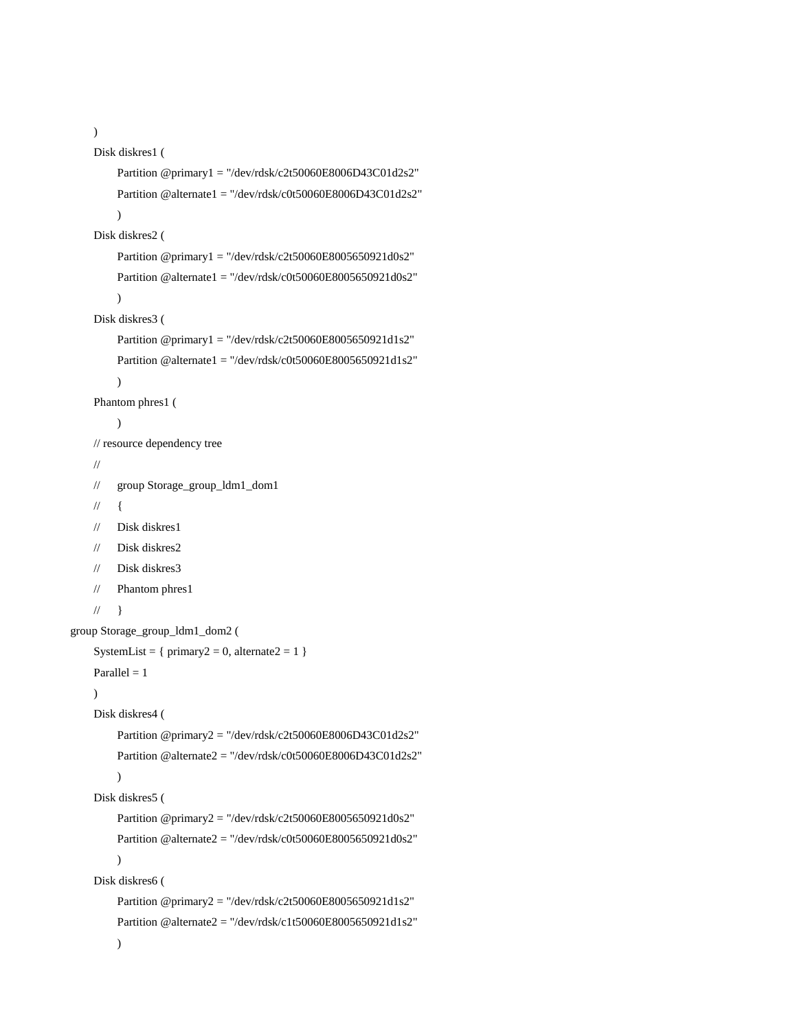```
        )
        Disk diskres1 (
            Partition @primary1 = "/dev/rdsk/c2t50060E8006D43C01d2s2"
            Partition @alternate1 = "/dev/rdsk/c0t50060E8006D43C01d2s2"
            )
        Disk diskres2 (
            Partition @primary1 = "/dev/rdsk/c2t50060E8005650921d0s2"
            Partition @alternate1 = "/dev/rdsk/c0t50060E8005650921d0s2"
            )
        Disk diskres3 (
            Partition @primary1 = "/dev/rdsk/c2t50060E8005650921d1s2"
            Partition @alternate1 = "/dev/rdsk/c0t50060E8005650921d1s2"
            )
        Phantom phres1 (
            )
        // resource dependency tree
        //
        //      group Storage_group_ldm1_dom1
        //      {
        //      Disk diskres1
        //      Disk diskres2
        //      Disk diskres3
        //      Phantom phres1
        //      }
    group Storage_group_ldm1_dom2 (
        SystemList = { primary2 = 0, alternate2 = 1 }
        Parallel = 1
        )
        Disk diskres4 (
            Partition @primary2 = "/dev/rdsk/c2t50060E8006D43C01d2s2"
            Partition @alternate2 = "/dev/rdsk/c0t50060E8006D43C01d2s2"
            )
        Disk diskres5 (
            Partition @primary2 = "/dev/rdsk/c2t50060E8005650921d0s2"
            Partition @alternate2 = "/dev/rdsk/c0t50060E8005650921d0s2"
            )
        Disk diskres6 (
            Partition @primary2 = "/dev/rdsk/c2t50060E8005650921d1s2"
            Partition @alternate2 = "/dev/rdsk/c1t50060E8005650921d1s2"
            )
```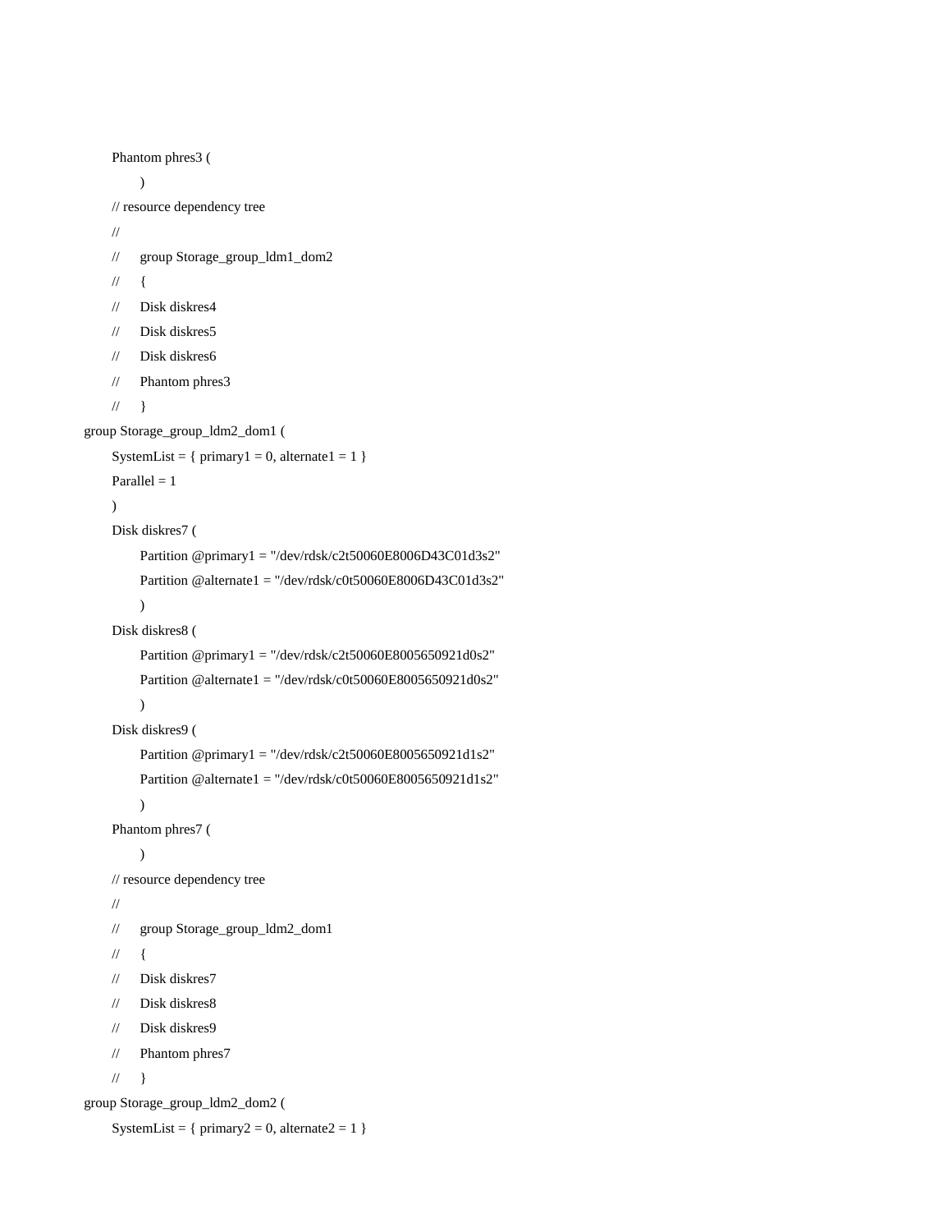```
        Phantom phres3 (
                )
        // resource dependency tree
        //
        //      group Storage_group_ldm1_dom2
        //      {
        //      Disk diskres4
        //      Disk diskres5
        //      Disk diskres6
        //      Phantom phres3
        //      }
group Storage_group_ldm2_dom1 (
        SystemList = { primary1 = 0, alternate1 = 1 }
        Parallel = 1
        )
        Disk diskres7 (
                Partition @primary1 = "/dev/rdsk/c2t50060E8006D43C01d3s2"
                Partition @alternate1 = "/dev/rdsk/c0t50060E8006D43C01d3s2"
                )
        Disk diskres8 (
                Partition @primary1 = "/dev/rdsk/c2t50060E8005650921d0s2"
                Partition @alternate1 = "/dev/rdsk/c0t50060E8005650921d0s2"
                )
        Disk diskres9 (
                Partition @primary1 = "/dev/rdsk/c2t50060E8005650921d1s2"
                Partition @alternate1 = "/dev/rdsk/c0t50060E8005650921d1s2"
                )
        Phantom phres7 (
                )
        // resource dependency tree
        //
        //      group Storage_group_ldm2_dom1
        //      {
        //      Disk diskres7
        //      Disk diskres8
        //      Disk diskres9
        //      Phantom phres7
        //      }
group Storage_group_ldm2_dom2 (
        SystemList = { primary2 = 0, alternate2 = 1 }
```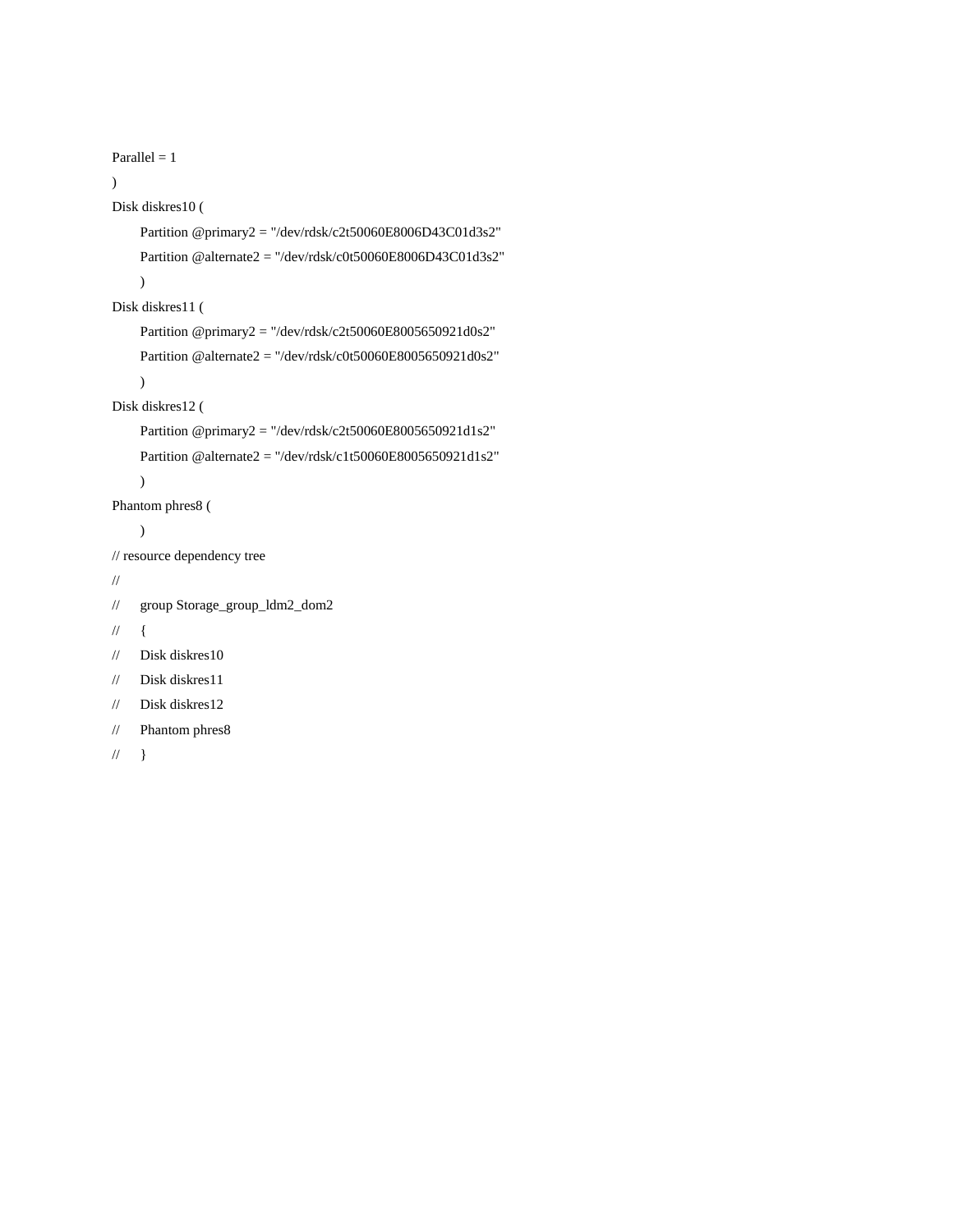```
Parallel = 1
)
Disk diskres10 (
        Partition @primary2 = "/dev/rdsk/c2t50060E8006D43C01d3s2"
        Partition @alternate2 = "/dev/rdsk/c0t50060E8006D43C01d3s2"
        )
Disk diskres11 (
        Partition @primary2 = "/dev/rdsk/c2t50060E8005650921d0s2"
        Partition @alternate2 = "/dev/rdsk/c0t50060E8005650921d0s2"
        )
Disk diskres12 (
        Partition @primary2 = "/dev/rdsk/c2t50060E8005650921d1s2"
        Partition @alternate2 = "/dev/rdsk/c1t50060E8005650921d1s2"
        )
Phantom phres8 (
        )
// resource dependency tree
//
//      group Storage_group_ldm2_dom2
//      {
//      Disk diskres10
//      Disk diskres11
//      Disk diskres12
//      Phantom phres8
//      }
```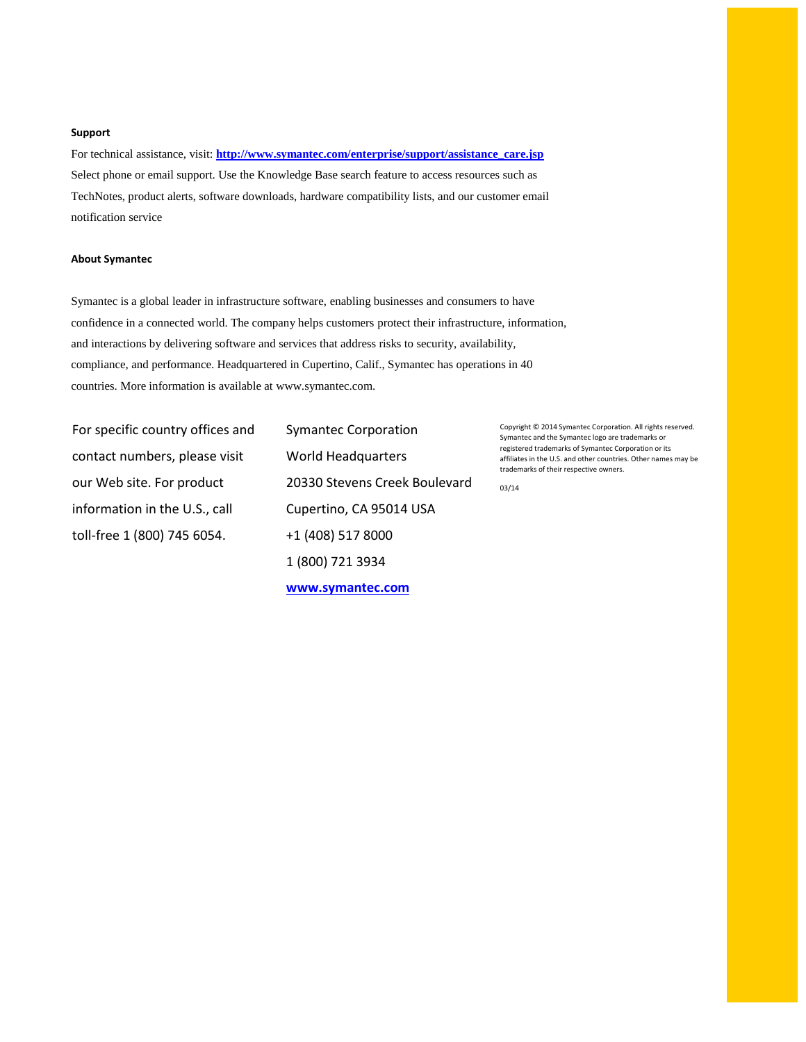**Support**

For technical assistance, visit: **[http://www.symantec.com/enterprise/support/assistance_care.jsp](http://www.symantec.com/enterprise/support/assistance_care.jsp)** Select phone or email support. Use the Knowledge Base search feature to access resources such as TechNotes, product alerts, software downloads, hardware compatibility lists, and our customer email notification service

**About Symantec**

Symantec is a global leader in infrastructure software, enabling businesses and consumers to have confidence in a connected world. The company helps customers protect their infrastructure, information, and interactions by delivering software and services that address risks to security, availability, compliance, and performance. Headquartered in Cupertino, Calif., Symantec has operations in 40 countries. More information is available at www.symantec.com.

For specific country offices and contact numbers, please visit our Web site. For product information in the U.S., call toll-free 1 (800) 745 6054.

Symantec Corporation
World Headquarters
20330 Stevens Creek Boulevard
Cupertino, CA 95014 USA
+1 (408) 517 8000
1 (800) 721 3934
**[www.symantec.com](http://www.symantec.com)**

Copyright © 2014 Symantec Corporation. All rights reserved. Symantec and the Symantec logo are trademarks or registered trademarks of Symantec Corporation or its affiliates in the U.S. and other countries. Other names may be trademarks of their respective owners.

03/14